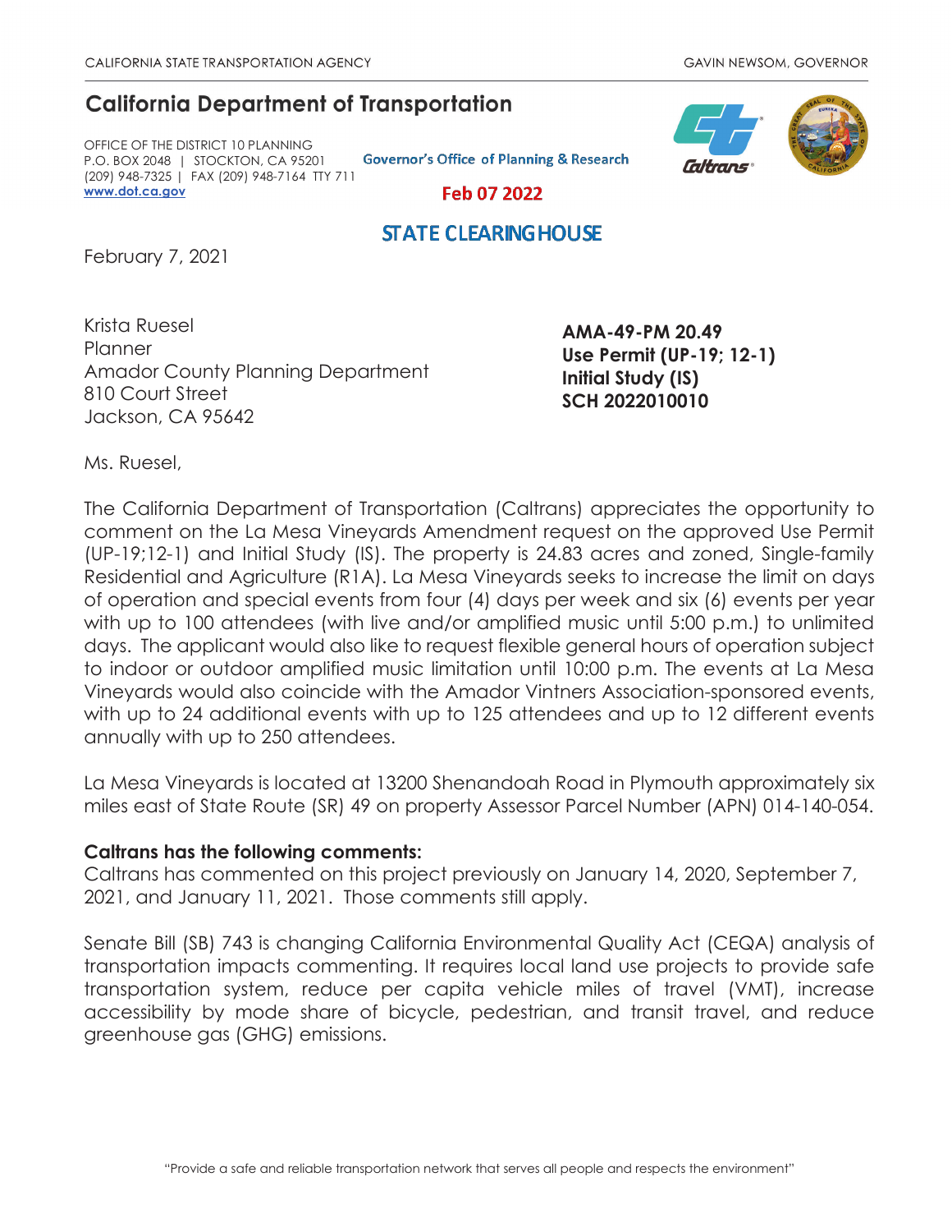CALIFORNIA STATE TRANSPORTATION AGENCY — GAVIN NEWSOM, GOVERNOR

# California Department of Transportation

OFFICE OF THE DISTRICT 10 PLANNING
P.O. BOX 2048 | STOCKTON, CA 95201
(209) 948-7325 | FAX (209) 948-7164 TTY 711
www.dot.ca.gov

Governor's Office of Planning & Research

Feb 07 2022

STATE CLEARINGHOUSE

February 7, 2021

Krista Ruesel
Planner
Amador County Planning Department
810 Court Street
Jackson, CA 95642

**AMA-49-PM 20.49**
**Use Permit (UP-19; 12-1)**
**Initial Study (IS)**
**SCH 2022010010**

Ms. Ruesel,

The California Department of Transportation (Caltrans) appreciates the opportunity to comment on the La Mesa Vineyards Amendment request on the approved Use Permit (UP-19;12-1) and Initial Study (IS). The property is 24.83 acres and zoned, Single-family Residential and Agriculture (R1A). La Mesa Vineyards seeks to increase the limit on days of operation and special events from four (4) days per week and six (6) events per year with up to 100 attendees (with live and/or amplified music until 5:00 p.m.) to unlimited days. The applicant would also like to request flexible general hours of operation subject to indoor or outdoor amplified music limitation until 10:00 p.m. The events at La Mesa Vineyards would also coincide with the Amador Vintners Association-sponsored events, with up to 24 additional events with up to 125 attendees and up to 12 different events annually with up to 250 attendees.

La Mesa Vineyards is located at 13200 Shenandoah Road in Plymouth approximately six miles east of State Route (SR) 49 on property Assessor Parcel Number (APN) 014-140-054.

**Caltrans has the following comments:**
Caltrans has commented on this project previously on January 14, 2020, September 7, 2021, and January 11, 2021. Those comments still apply.

Senate Bill (SB) 743 is changing California Environmental Quality Act (CEQA) analysis of transportation impacts commenting. It requires local land use projects to provide safe transportation system, reduce per capita vehicle miles of travel (VMT), increase accessibility by mode share of bicycle, pedestrian, and transit travel, and reduce greenhouse gas (GHG) emissions.

"Provide a safe and reliable transportation network that serves all people and respects the environment"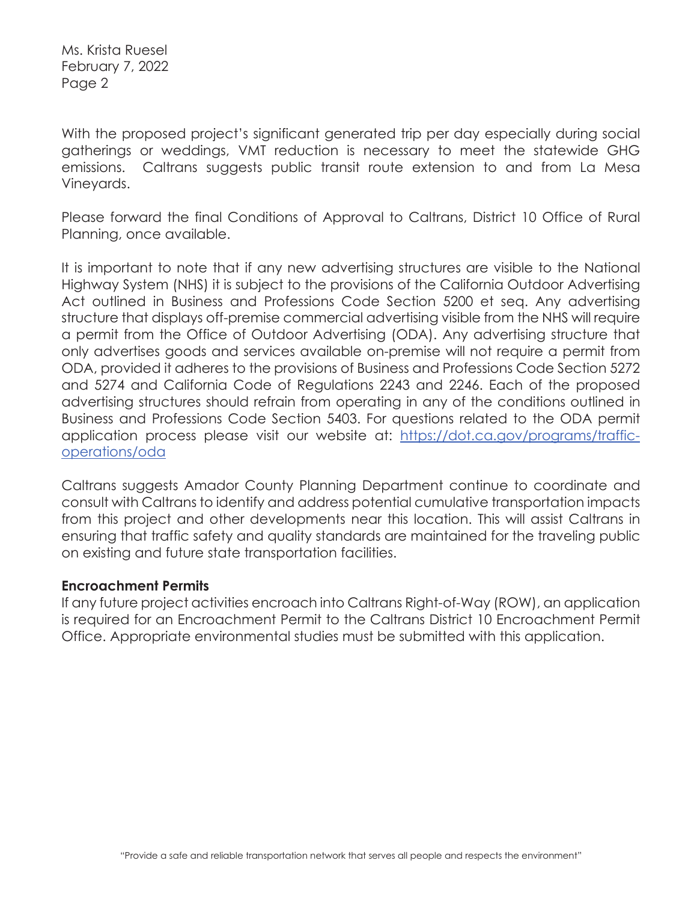With the proposed project's significant generated trip per day especially during social gatherings or weddings, VMT reduction is necessary to meet the statewide GHG emissions. Caltrans suggests public transit route extension to and from La Mesa Vineyards.

Please forward the final Conditions of Approval to Caltrans, District 10 Office of Rural Planning, once available.

It is important to note that if any new advertising structures are visible to the National Highway System (NHS) it is subject to the provisions of the California Outdoor Advertising Act outlined in Business and Professions Code Section 5200 et seq. Any advertising structure that displays off-premise commercial advertising visible from the NHS will require a permit from the Office of Outdoor Advertising (ODA). Any advertising structure that only advertises goods and services available on-premise will not require a permit from ODA, provided it adheres to the provisions of Business and Professions Code Section 5272 and 5274 and California Code of Regulations 2243 and 2246. Each of the proposed advertising structures should refrain from operating in any of the conditions outlined in Business and Professions Code Section 5403. For questions related to the ODA permit application process please visit our website at: [https://dot.ca.gov/programs/traffic-operations/oda](https://dot.ca.gov/programs/traffic-operations/oda)

Caltrans suggests Amador County Planning Department continue to coordinate and consult with Caltrans to identify and address potential cumulative transportation impacts from this project and other developments near this location. This will assist Caltrans in ensuring that traffic safety and quality standards are maintained for the traveling public on existing and future state transportation facilities.

**Encroachment Permits**

If any future project activities encroach into Caltrans Right-of-Way (ROW), an application is required for an Encroachment Permit to the Caltrans District 10 Encroachment Permit Office. Appropriate environmental studies must be submitted with this application.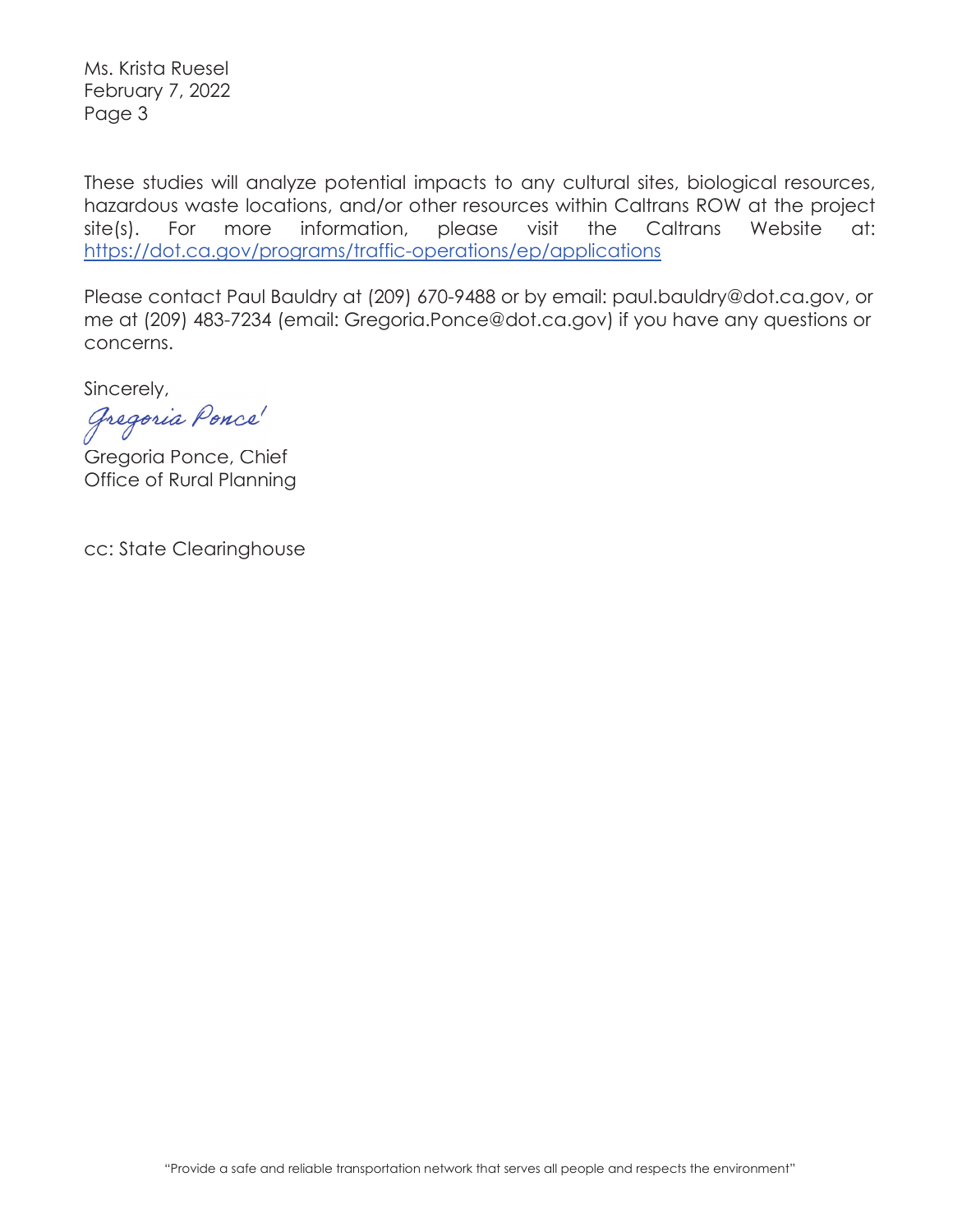These studies will analyze potential impacts to any cultural sites, biological resources, hazardous waste locations, and/or other resources within Caltrans ROW at the project site(s). For more information, please visit the Caltrans Website at: https://dot.ca.gov/programs/traffic-operations/ep/applications

Please contact Paul Bauldry at (209) 670-9488 or by email: paul.bauldry@dot.ca.gov, or me at (209) 483-7234 (email: Gregoria.Ponce@dot.ca.gov) if you have any questions or concerns.

Sincerely,

Gregoria Ponce

Gregoria Ponce, Chief
Office of Rural Planning

cc: State Clearinghouse